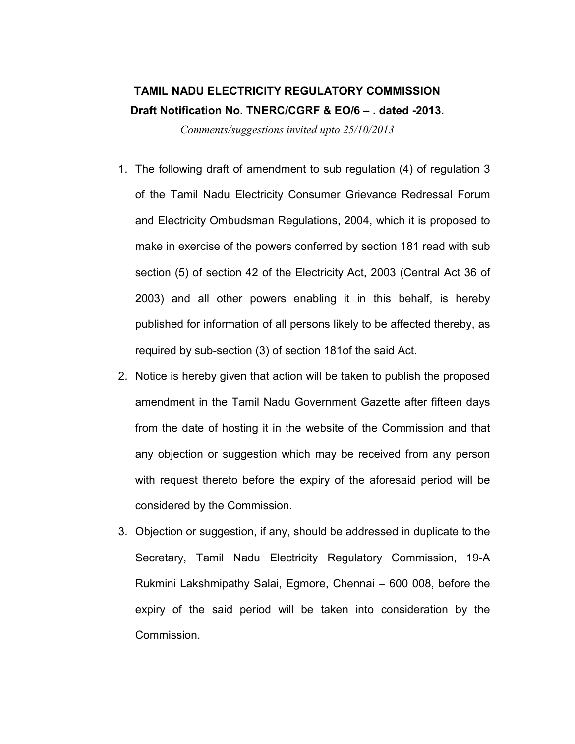**TAMIL NADU ELECTRICITY REGULATORY COMMISSION**

**Draft Notification No. TNERC/CGRF & EO/6 – . dated -2013.**

*Comments/suggestions invited upto 25/10/2013*

1. The following draft of amendment to sub regulation (4) of regulation 3 of the Tamil Nadu Electricity Consumer Grievance Redressal Forum and Electricity Ombudsman Regulations, 2004, which it is proposed to make in exercise of the powers conferred by section 181 read with sub section (5) of section 42 of the Electricity Act, 2003 (Central Act 36 of 2003) and all other powers enabling it in this behalf, is hereby published for information of all persons likely to be affected thereby, as required by sub-section (3) of section 181of the said Act.
2. Notice is hereby given that action will be taken to publish the proposed amendment in the Tamil Nadu Government Gazette after fifteen days from the date of hosting it in the website of the Commission and that any objection or suggestion which may be received from any person with request thereto before the expiry of the aforesaid period will be considered by the Commission.
3. Objection or suggestion, if any, should be addressed in duplicate to the Secretary, Tamil Nadu Electricity Regulatory Commission, 19-A Rukmini Lakshmipathy Salai, Egmore, Chennai – 600 008, before the expiry of the said period will be taken into consideration by the Commission.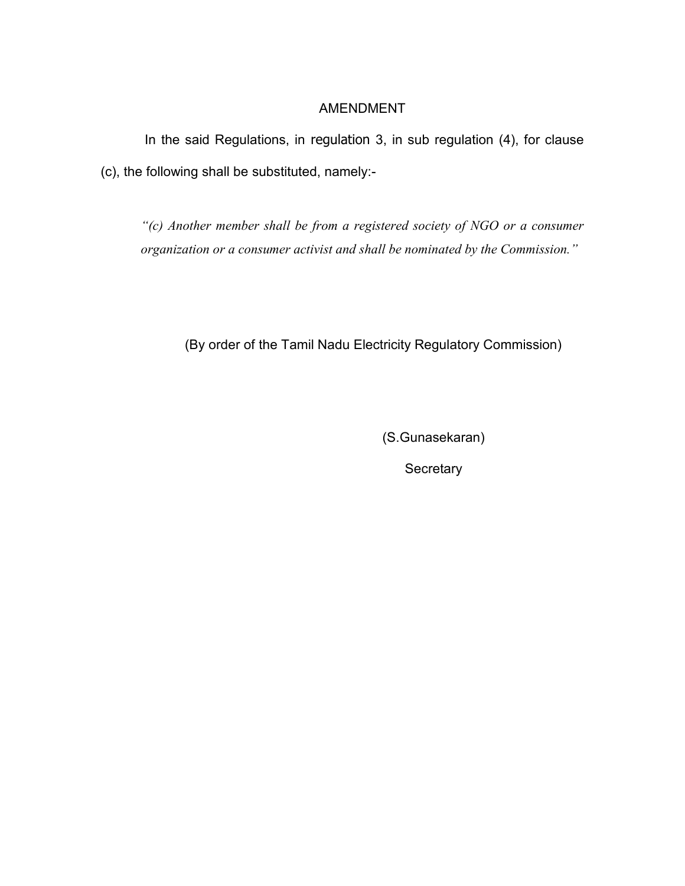## AMENDMENT

In the said Regulations, in regulation 3, in sub regulation (4), for clause (c), the following shall be substituted, namely:-

> *"(c) Another member shall be from a registered society of NGO or a consumer organization or a consumer activist and shall be nominated by the Commission."*

(By order of the Tamil Nadu Electricity Regulatory Commission)

(S.Gunasekaran)

Secretary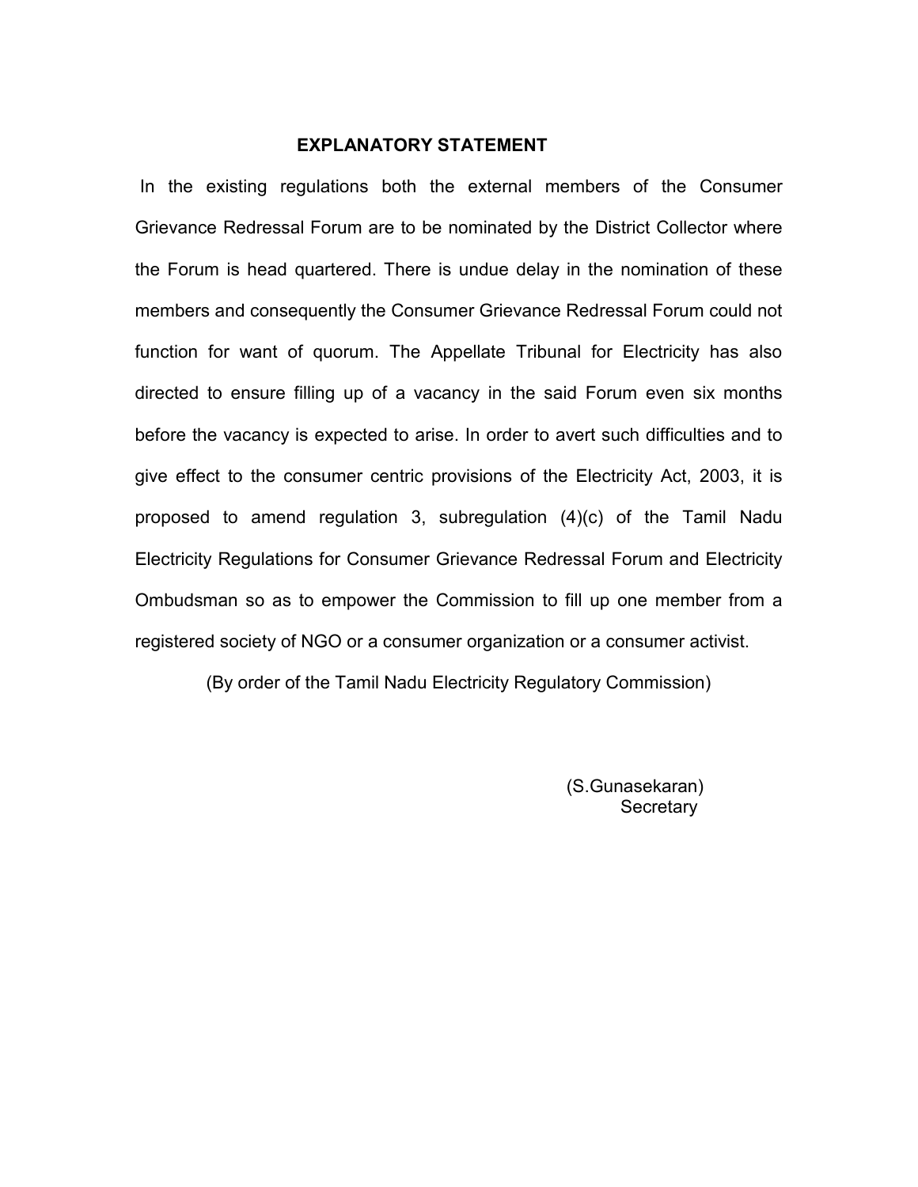## EXPLANATORY STATEMENT

In the existing regulations both the external members of the Consumer Grievance Redressal Forum are to be nominated by the District Collector where the Forum is head quartered. There is undue delay in the nomination of these members and consequently the Consumer Grievance Redressal Forum could not function for want of quorum. The Appellate Tribunal for Electricity has also directed to ensure filling up of a vacancy in the said Forum even six months before the vacancy is expected to arise. In order to avert such difficulties and to give effect to the consumer centric provisions of the Electricity Act, 2003, it is proposed to amend regulation 3, subregulation (4)(c) of the Tamil Nadu Electricity Regulations for Consumer Grievance Redressal Forum and Electricity Ombudsman so as to empower the Commission to fill up one member from a registered society of NGO or a consumer organization or a consumer activist.

(By order of the Tamil Nadu Electricity Regulatory Commission)

(S.Gunasekaran)
Secretary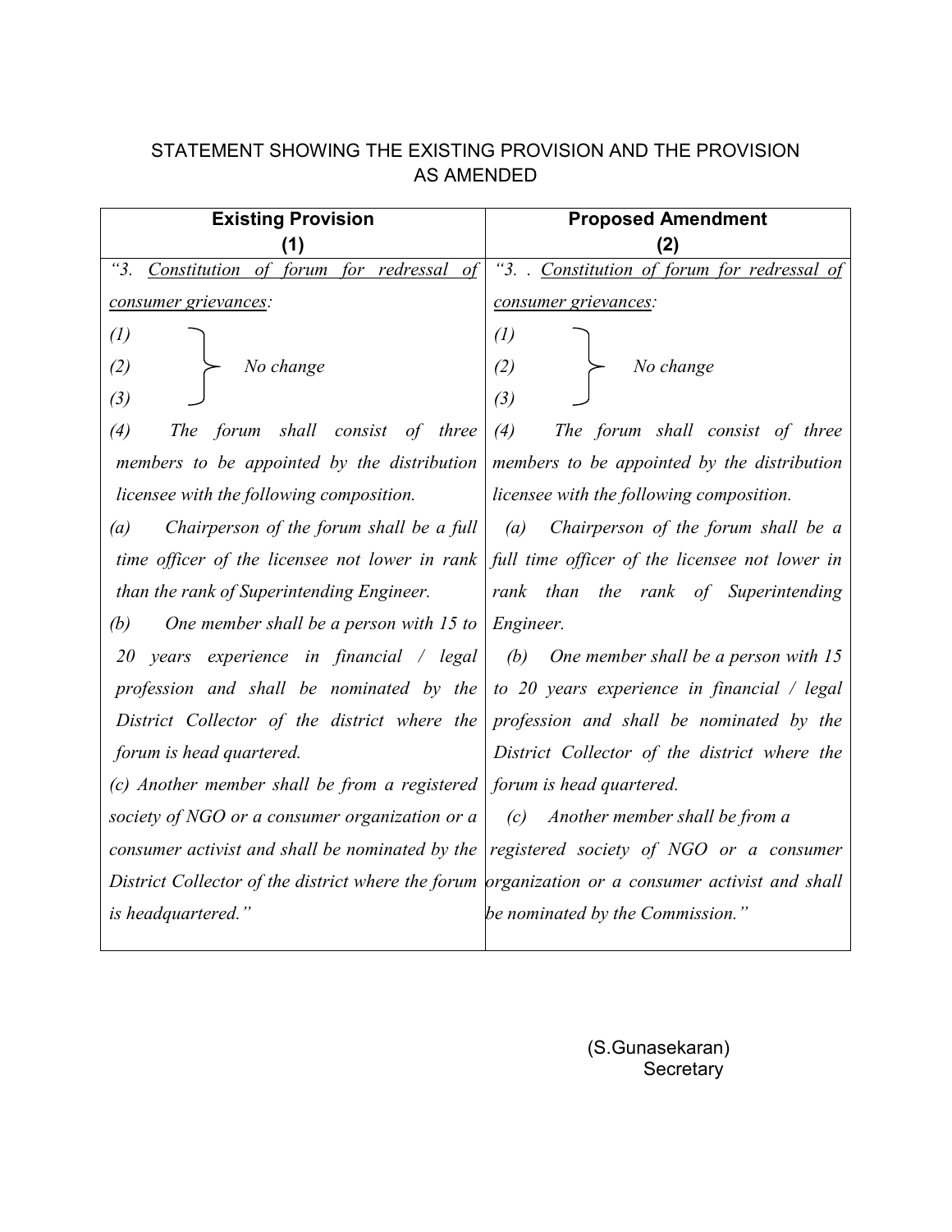# STATEMENT SHOWING THE EXISTING PROVISION AND THE PROVISION AS AMENDED

| Existing Provision (1) | Proposed Amendment (2) |
| --- | --- |
| *"3. <u>Constitution of forum for redressal of consumer grievances</u>:* | *"3. . <u>Constitution of forum for redressal of consumer grievances</u>:* |
| *(1) (2) (3) — No change* | *(1) (2) (3) — No change* |
| *(4) The forum shall consist of three members to be appointed by the distribution licensee with the following composition.* | *(4) The forum shall consist of three members to be appointed by the distribution licensee with the following composition.* |
| *(a) Chairperson of the forum shall be a full time officer of the licensee not lower in rank than the rank of Superintending Engineer.* | *(a) Chairperson of the forum shall be a full time officer of the licensee not lower in rank than the rank of Superintending Engineer.* |
| *(b) One member shall be a person with 15 to 20 years experience in financial / legal profession and shall be nominated by the District Collector of the district where the forum is head quartered.* | *(b) One member shall be a person with 15 to 20 years experience in financial / legal profession and shall be nominated by the District Collector of the district where the forum is head quartered.* |
| *(c) Another member shall be from a registered society of NGO or a consumer organization or a consumer activist and shall be nominated by the District Collector of the district where the forum is headquartered."* | *(c) Another member shall be from a registered society of NGO or a consumer organization or a consumer activist and shall be nominated by the Commission."* |

(S.Gunasekaran)
Secretary